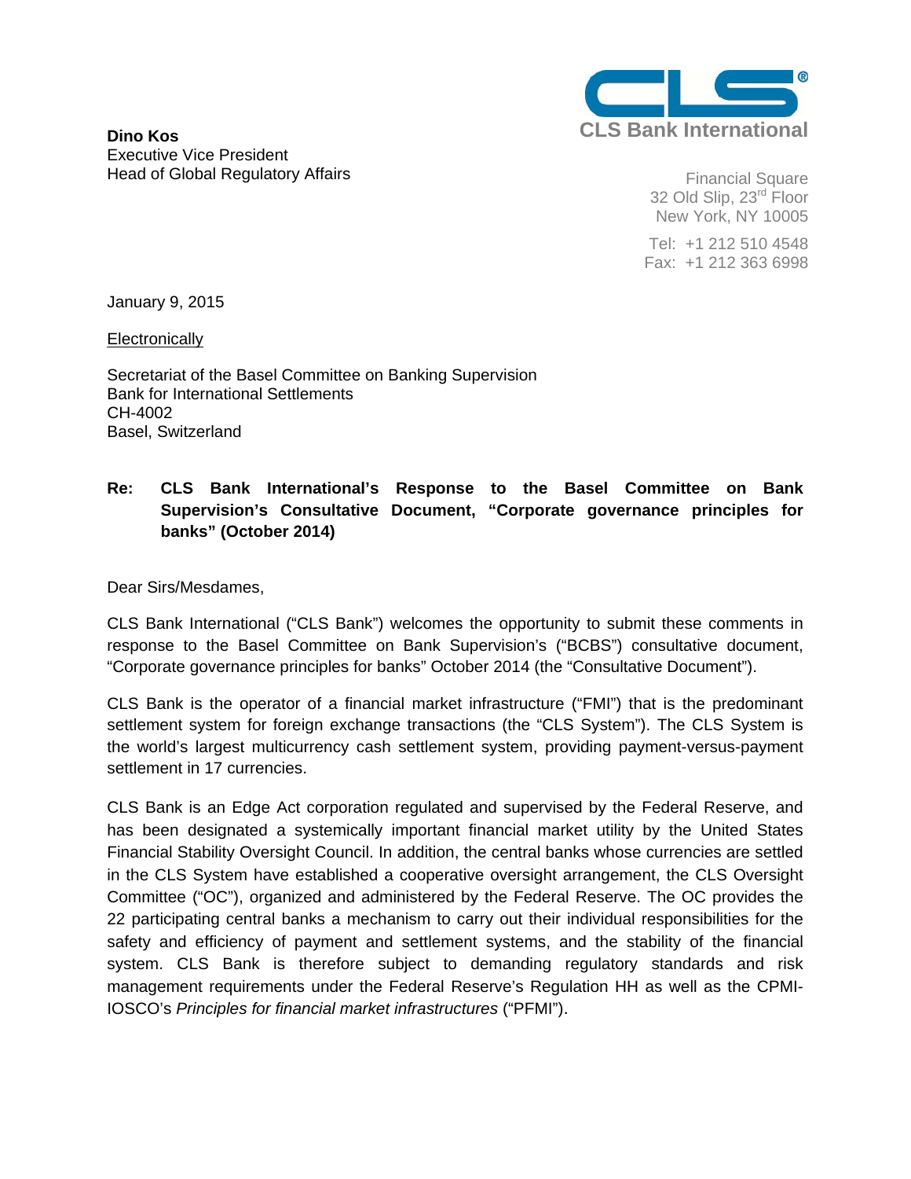**Dino Kos**
Executive Vice President
Head of Global Regulatory Affairs

CLS Bank International

Financial Square
32 Old Slip, 23rd Floor
New York, NY 10005

Tel: +1 212 510 4548
Fax: +1 212 363 6998

January 9, 2015

Electronically

Secretariat of the Basel Committee on Banking Supervision
Bank for International Settlements
CH-4002
Basel, Switzerland

**Re: CLS Bank International's Response to the Basel Committee on Bank Supervision's Consultative Document, "Corporate governance principles for banks" (October 2014)**

Dear Sirs/Mesdames,

CLS Bank International ("CLS Bank") welcomes the opportunity to submit these comments in response to the Basel Committee on Bank Supervision's ("BCBS") consultative document, "Corporate governance principles for banks" October 2014 (the "Consultative Document").

CLS Bank is the operator of a financial market infrastructure ("FMI") that is the predominant settlement system for foreign exchange transactions (the "CLS System"). The CLS System is the world's largest multicurrency cash settlement system, providing payment-versus-payment settlement in 17 currencies.

CLS Bank is an Edge Act corporation regulated and supervised by the Federal Reserve, and has been designated a systemically important financial market utility by the United States Financial Stability Oversight Council. In addition, the central banks whose currencies are settled in the CLS System have established a cooperative oversight arrangement, the CLS Oversight Committee ("OC"), organized and administered by the Federal Reserve. The OC provides the 22 participating central banks a mechanism to carry out their individual responsibilities for the safety and efficiency of payment and settlement systems, and the stability of the financial system. CLS Bank is therefore subject to demanding regulatory standards and risk management requirements under the Federal Reserve's Regulation HH as well as the CPMI-IOSCO's *Principles for financial market infrastructures* ("PFMI").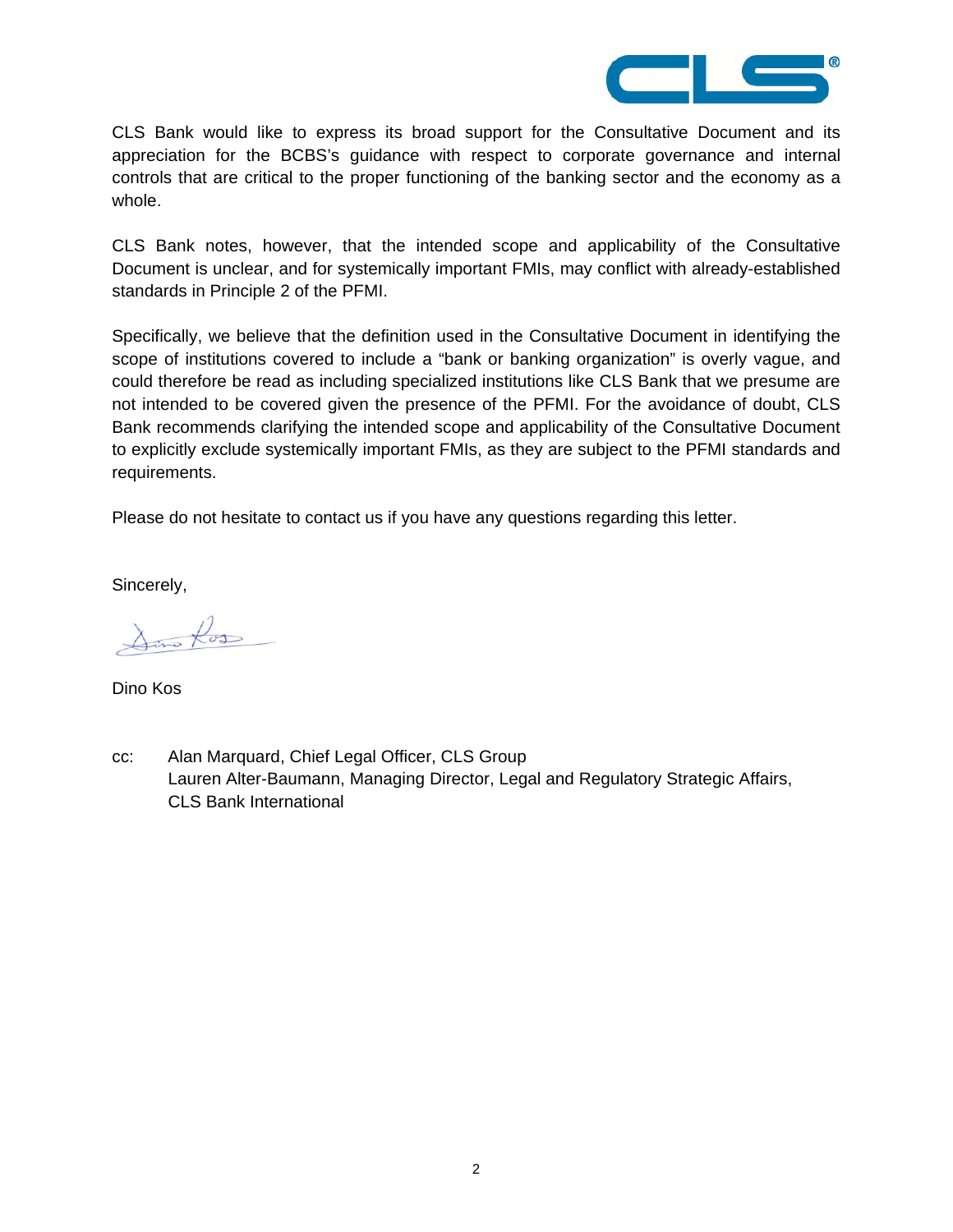CLS Bank would like to express its broad support for the Consultative Document and its appreciation for the BCBS's guidance with respect to corporate governance and internal controls that are critical to the proper functioning of the banking sector and the economy as a whole.

CLS Bank notes, however, that the intended scope and applicability of the Consultative Document is unclear, and for systemically important FMIs, may conflict with already-established standards in Principle 2 of the PFMI.

Specifically, we believe that the definition used in the Consultative Document in identifying the scope of institutions covered to include a "bank or banking organization" is overly vague, and could therefore be read as including specialized institutions like CLS Bank that we presume are not intended to be covered given the presence of the PFMI. For the avoidance of doubt, CLS Bank recommends clarifying the intended scope and applicability of the Consultative Document to explicitly exclude systemically important FMIs, as they are subject to the PFMI standards and requirements.

Please do not hesitate to contact us if you have any questions regarding this letter.

Sincerely,

Dino Kos

cc: Alan Marquard, Chief Legal Officer, CLS Group
Lauren Alter-Baumann, Managing Director, Legal and Regulatory Strategic Affairs, CLS Bank International